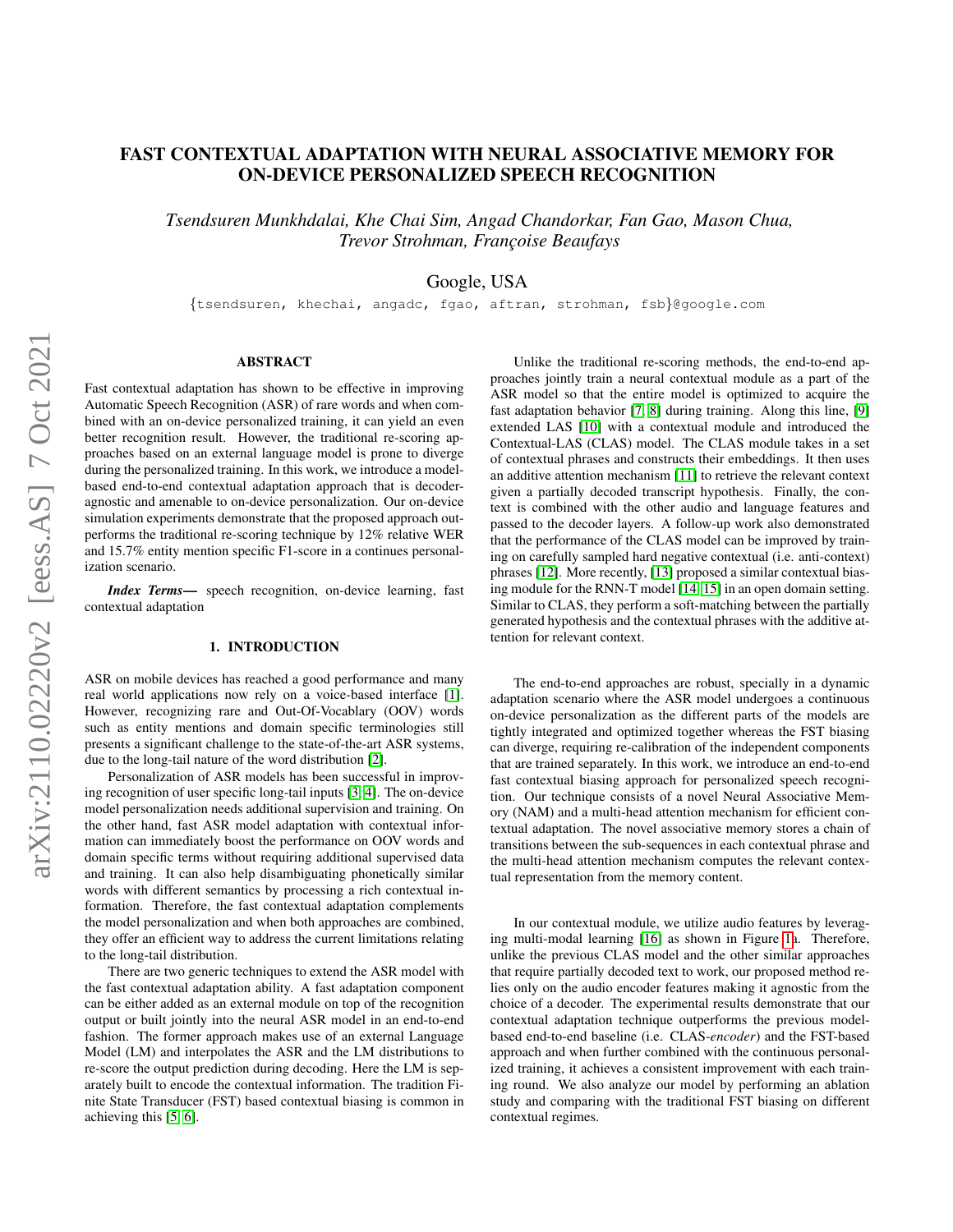# FAST CONTEXTUAL ADAPTATION WITH NEURAL ASSOCIATIVE MEMORY FOR ON-DEVICE PERSONALIZED SPEECH RECOGNITION

*Tsendsuren Munkhdalai, Khe Chai Sim, Angad Chandorkar, Fan Gao, Mason Chua, Trevor Strohman, Françoise Beaufays*

Google, USA

{tsendsuren, khechai, angadc, fgao, aftran, strohman, fsb}@google.com

## ABSTRACT

Fast contextual adaptation has shown to be effective in improving Automatic Speech Recognition (ASR) of rare words and when combined with an on-device personalized training, it can yield an even better recognition result. However, the traditional re-scoring approaches based on an external language model is prone to diverge during the personalized training. In this work, we introduce a model-based end-to-end contextual adaptation approach that is decoder-agnostic and amenable to on-device personalization. Our on-device simulation experiments demonstrate that the proposed approach outperforms the traditional re-scoring technique by 12% relative WER and 15.7% entity mention specific F1-score in a continues personalization scenario.

***Index Terms*—** speech recognition, on-device learning, fast contextual adaptation

## 1. INTRODUCTION

ASR on mobile devices has reached a good performance and many real world applications now rely on a voice-based interface [1]. However, recognizing rare and Out-Of-Vocablary (OOV) words such as entity mentions and domain specific terminologies still presents a significant challenge to the state-of-the-art ASR systems, due to the long-tail nature of the word distribution [2].

Personalization of ASR models has been successful in improving recognition of user specific long-tail inputs [3, 4]. The on-device model personalization needs additional supervision and training. On the other hand, fast ASR model adaptation with contextual information can immediately boost the performance on OOV words and domain specific terms without requiring additional supervised data and training. It can also help disambiguating phonetically similar words with different semantics by processing a rich contextual information. Therefore, the fast contextual adaptation complements the model personalization and when both approaches are combined, they offer an efficient way to address the current limitations relating to the long-tail distribution.

There are two generic techniques to extend the ASR model with the fast contextual adaptation ability. A fast adaptation component can be either added as an external module on top of the recognition output or built jointly into the neural ASR model in an end-to-end fashion. The former approach makes use of an external Language Model (LM) and interpolates the ASR and the LM distributions to re-score the output prediction during decoding. Here the LM is separately built to encode the contextual information. The tradition Finite State Transducer (FST) based contextual biasing is common in achieving this [5, 6].

Unlike the traditional re-scoring methods, the end-to-end approaches jointly train a neural contextual module as a part of the ASR model so that the entire model is optimized to acquire the fast adaptation behavior [7, 8] during training. Along this line, [9] extended LAS [10] with a contextual module and introduced the Contextual-LAS (CLAS) model. The CLAS module takes in a set of contextual phrases and constructs their embeddings. It then uses an additive attention mechanism [11] to retrieve the relevant context given a partially decoded transcript hypothesis. Finally, the context is combined with the other audio and language features and passed to the decoder layers. A follow-up work also demonstrated that the performance of the CLAS model can be improved by training on carefully sampled hard negative contextual (i.e. anti-context) phrases [12]. More recently, [13] proposed a similar contextual biasing module for the RNN-T model [14, 15] in an open domain setting. Similar to CLAS, they perform a soft-matching between the partially generated hypothesis and the contextual phrases with the additive attention for relevant context.

The end-to-end approaches are robust, specially in a dynamic adaptation scenario where the ASR model undergoes a continuous on-device personalization as the different parts of the models are tightly integrated and optimized together whereas the FST biasing can diverge, requiring re-calibration of the independent components that are trained separately. In this work, we introduce an end-to-end fast contextual biasing approach for personalized speech recognition. Our technique consists of a novel Neural Associative Memory (NAM) and a multi-head attention mechanism for efficient contextual adaptation. The novel associative memory stores a chain of transitions between the sub-sequences in each contextual phrase and the multi-head attention mechanism computes the relevant contextual representation from the memory content.

In our contextual module, we utilize audio features by leveraging multi-modal learning [16] as shown in Figure 1a. Therefore, unlike the previous CLAS model and the other similar approaches that require partially decoded text to work, our proposed method relies only on the audio encoder features making it agnostic from the choice of a decoder. The experimental results demonstrate that our contextual adaptation technique outperforms the previous model-based end-to-end baseline (i.e. CLAS-*encoder*) and the FST-based approach and when further combined with the continuous personalized training, it achieves a consistent improvement with each training round. We also analyze our model by performing an ablation study and comparing with the traditional FST biasing on different contextual regimes.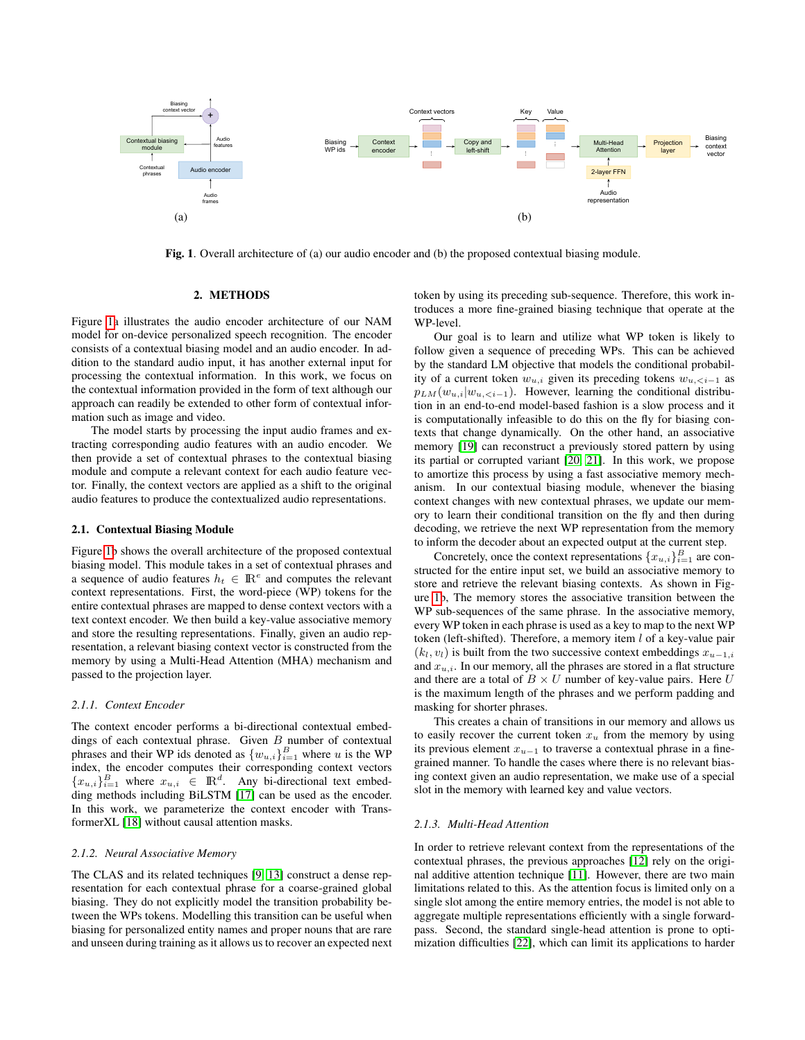Fig. 1. Overall architecture of (a) our audio encoder and (b) the proposed contextual biasing module.

## 2. METHODS

Figure 1a illustrates the audio encoder architecture of our NAM model for on-device personalized speech recognition. The encoder consists of a contextual biasing model and an audio encoder. In addition to the standard audio input, it has another external input for processing the contextual information. In this work, we focus on the contextual information provided in the form of text although our approach can readily be extended to other form of contextual information such as image and video.

The model starts by processing the input audio frames and extracting corresponding audio features with an audio encoder. We then provide a set of contextual phrases to the contextual biasing module and compute a relevant context for each audio feature vector. Finally, the context vectors are applied as a shift to the original audio features to produce the contextualized audio representations.

### 2.1. Contextual Biasing Module

Figure 1b shows the overall architecture of the proposed contextual biasing model. This module takes in a set of contextual phrases and a sequence of audio features $h_t \in \mathbb{R}^e$ and computes the relevant context representations. First, the word-piece (WP) tokens for the entire contextual phrases are mapped to dense context vectors with a text context encoder. We then build a key-value associative memory and store the resulting representations. Finally, given an audio representation, a relevant biasing context vector is constructed from the memory by using a Multi-Head Attention (MHA) mechanism and passed to the projection layer.

#### *2.1.1. Context Encoder*

The context encoder performs a bi-directional contextual embeddings of each contextual phrase. Given $B$ number of contextual phrases and their WP ids denoted as $\{w_{u,i}\}_{i=1}^{B}$ where $u$ is the WP index, the encoder computes their corresponding context vectors $\{x_{u,i}\}_{i=1}^{B}$ where $x_{u,i} \in \mathbb{R}^d$. Any bi-directional text embedding methods including BiLSTM [17] can be used as the encoder. In this work, we parameterize the context encoder with TransformerXL [18] without causal attention masks.

#### *2.1.2. Neural Associative Memory*

The CLAS and its related techniques [9, 13] construct a dense representation for each contextual phrase for a coarse-grained global biasing. They do not explicitly model the transition probability between the WPs tokens. Modelling this transition can be useful when biasing for personalized entity names and proper nouns that are rare and unseen during training as it allows us to recover an expected next token by using its preceding sub-sequence. Therefore, this work introduces a more fine-grained biasing technique that operate at the WP-level.

Our goal is to learn and utilize what WP token is likely to follow given a sequence of preceding WPs. This can be achieved by the standard LM objective that models the conditional probability of a current token $w_{u,i}$ given its preceding tokens $w_{u,<i-1}$ as $p_{LM}(w_{u,i}|w_{u,<i-1})$. However, learning the conditional distribution in an end-to-end model-based fashion is a slow process and it is computationally infeasible to do this on the fly for biasing contexts that change dynamically. On the other hand, an associative memory [19] can reconstruct a previously stored pattern by using its partial or corrupted variant [20, 21]. In this work, we propose to amortize this process by using a fast associative memory mechanism. In our contextual biasing module, whenever the biasing context changes with new contextual phrases, we update our memory to learn their conditional transition on the fly and then during decoding, we retrieve the next WP representation from the memory to inform the decoder about an expected output at the current step.

Concretely, once the context representations $\{x_{u,i}\}_{i=1}^{B}$ are constructed for the entire input set, we build an associative memory to store and retrieve the relevant biasing contexts. As shown in Figure 1b, The memory stores the associative transition between the WP sub-sequences of the same phrase. In the associative memory, every WP token in each phrase is used as a key to map to the next WP token (left-shifted). Therefore, a memory item $l$ of a key-value pair $(k_l, v_l)$ is built from the two successive context embeddings $x_{u-1,i}$ and $x_{u,i}$. In our memory, all the phrases are stored in a flat structure and there are a total of $B \times U$ number of key-value pairs. Here $U$ is the maximum length of the phrases and we perform padding and masking for shorter phrases.

This creates a chain of transitions in our memory and allows us to easily recover the current token $x_u$ from the memory by using its previous element $x_{u-1}$ to traverse a contextual phrase in a fine-grained manner. To handle the cases where there is no relevant biasing context given an audio representation, we make use of a special slot in the memory with learned key and value vectors.

#### *2.1.3. Multi-Head Attention*

In order to retrieve relevant context from the representations of the contextual phrases, the previous approaches [12] rely on the original additive attention technique [11]. However, there are two main limitations related to this. As the attention focus is limited only on a single slot among the entire memory entries, the model is not able to aggregate multiple representations efficiently with a single forward-pass. Second, the standard single-head attention is prone to optimization difficulties [22], which can limit its applications to harder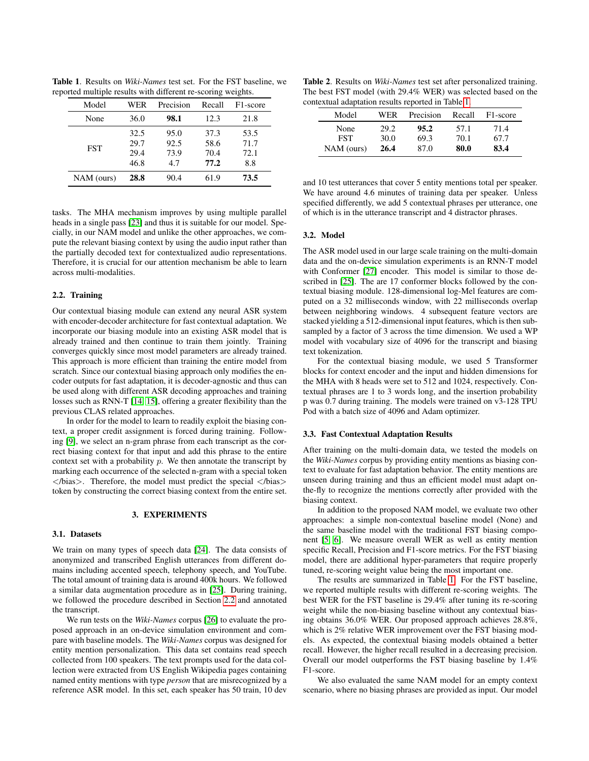**Table 1**. Results on *Wiki-Names* test set. For the FST baseline, we reported multiple results with different re-scoring weights.

| Model | WER | Precision | Recall | F1-score |
|---|---|---|---|---|
| None | 36.0 | **98.1** | 12.3 | 21.8 |
| FST | 32.5 | 95.0 | 37.3 | 53.5 |
| | 29.7 | 92.5 | 58.6 | 71.7 |
| | 29.4 | 73.9 | 70.4 | 72.1 |
| | 46.8 | 4.7 | **77.2** | 8.8 |
| NAM (ours) | **28.8** | 90.4 | 61.9 | **73.5** |

tasks. The MHA mechanism improves by using multiple parallel heads in a single pass [23] and thus it is suitable for our model. Specially, in our NAM model and unlike the other approaches, we compute the relevant biasing context by using the audio input rather than the partially decoded text for contextualized audio representations. Therefore, it is crucial for our attention mechanism be able to learn across multi-modalities.

### 2.2. Training

Our contextual biasing module can extend any neural ASR system with encoder-decoder architecture for fast contextual adaptation. We incorporate our biasing module into an existing ASR model that is already trained and then continue to train them jointly. Training converges quickly since most model parameters are already trained. This approach is more efficient than training the entire model from scratch. Since our contextual biasing approach only modifies the encoder outputs for fast adaptation, it is decoder-agnostic and thus can be used along with different ASR decoding approaches and training losses such as RNN-T [14, 15], offering a greater flexibility than the previous CLAS related approaches.

In order for the model to learn to readily exploit the biasing context, a proper credit assignment is forced during training. Following [9], we select an n-gram phrase from each transcript as the correct biasing context for that input and add this phrase to the entire context set with a probability $p$. We then annotate the transcript by marking each occurrence of the selected n-gram with a special token </bias>. Therefore, the model must predict the special </bias> token by constructing the correct biasing context from the entire set.

## 3. EXPERIMENTS

### 3.1. Datasets

We train on many types of speech data [24]. The data consists of anonymized and transcribed English utterances from different domains including accented speech, telephony speech, and YouTube. The total amount of training data is around 400k hours. We followed a similar data augmentation procedure as in [25]. During training, we followed the procedure described in Section 2.2 and annotated the transcript.

We run tests on the *Wiki-Names* corpus [26] to evaluate the proposed approach in an on-device simulation environment and compare with baseline models. The *Wiki-Names* corpus was designed for entity mention personalization. This data set contains read speech collected from 100 speakers. The text prompts used for the data collection were extracted from US English Wikipedia pages containing named entity mentions with type *person* that are misrecognized by a reference ASR model. In this set, each speaker has 50 train, 10 dev and 10 test utterances that cover 5 entity mentions total per speaker. We have around 4.6 minutes of training data per speaker. Unless specified differently, we add 5 contextual phrases per utterance, one of which is in the utterance transcript and 4 distractor phrases.

**Table 2**. Results on *Wiki-Names* test set after personalized training. The best FST model (with 29.4% WER) was selected based on the contextual adaptation results reported in Table 1.

| Model | WER | Precision | Recall | F1-score |
|---|---|---|---|---|
| None | 29.2 | **95.2** | 57.1 | 71.4 |
| FST | 30.0 | 69.3 | 70.1 | 67.7 |
| NAM (ours) | **26.4** | 87.0 | **80.0** | **83.4** |

### 3.2. Model

The ASR model used in our large scale training on the multi-domain data and the on-device simulation experiments is an RNN-T model with Conformer [27] encoder. This model is similar to those described in [25]. The are 17 conformer blocks followed by the contextual biasing module. 128-dimensional log-Mel features are computed on a 32 milliseconds window, with 22 milliseconds overlap between neighboring windows. 4 subsequent feature vectors are stacked yielding a 512-dimensional input features, which is then subsampled by a factor of 3 across the time dimension. We used a WP model with vocabulary size of 4096 for the transcript and biasing text tokenization.

For the contextual biasing module, we used 5 Transformer blocks for context encoder and the input and hidden dimensions for the MHA with 8 heads were set to 512 and 1024, respectively. Contextual phrases are 1 to 3 words long, and the insertion probability p was 0.7 during training. The models were trained on v3-128 TPU Pod with a batch size of 4096 and Adam optimizer.

### 3.3. Fast Contextual Adaptation Results

After training on the multi-domain data, we tested the models on the *Wiki-Names* corpus by providing entity mentions as biasing context to evaluate for fast adaptation behavior. The entity mentions are unseen during training and thus an efficient model must adapt on-the-fly to recognize the mentions correctly after provided with the biasing context.

In addition to the proposed NAM model, we evaluate two other approaches: a simple non-contextual baseline model (None) and the same baseline model with the traditional FST biasing component [5, 6]. We measure overall WER as well as entity mention specific Recall, Precision and F1-score metrics. For the FST biasing model, there are additional hyper-parameters that require properly tuned, re-scoring weight value being the most important one.

The results are summarized in Table 1. For the FST baseline, we reported multiple results with different re-scoring weights. The best WER for the FST baseline is 29.4% after tuning its re-scoring weight while the non-biasing baseline without any contextual biasing obtains 36.0% WER. Our proposed approach achieves 28.8%, which is 2% relative WER improvement over the FST biasing models. As expected, the contextual biasing models obtained a better recall. However, the higher recall resulted in a decreasing precision. Overall our model outperforms the FST biasing baseline by 1.4% F1-score.

We also evaluated the same NAM model for an empty context scenario, where no biasing phrases are provided as input. Our model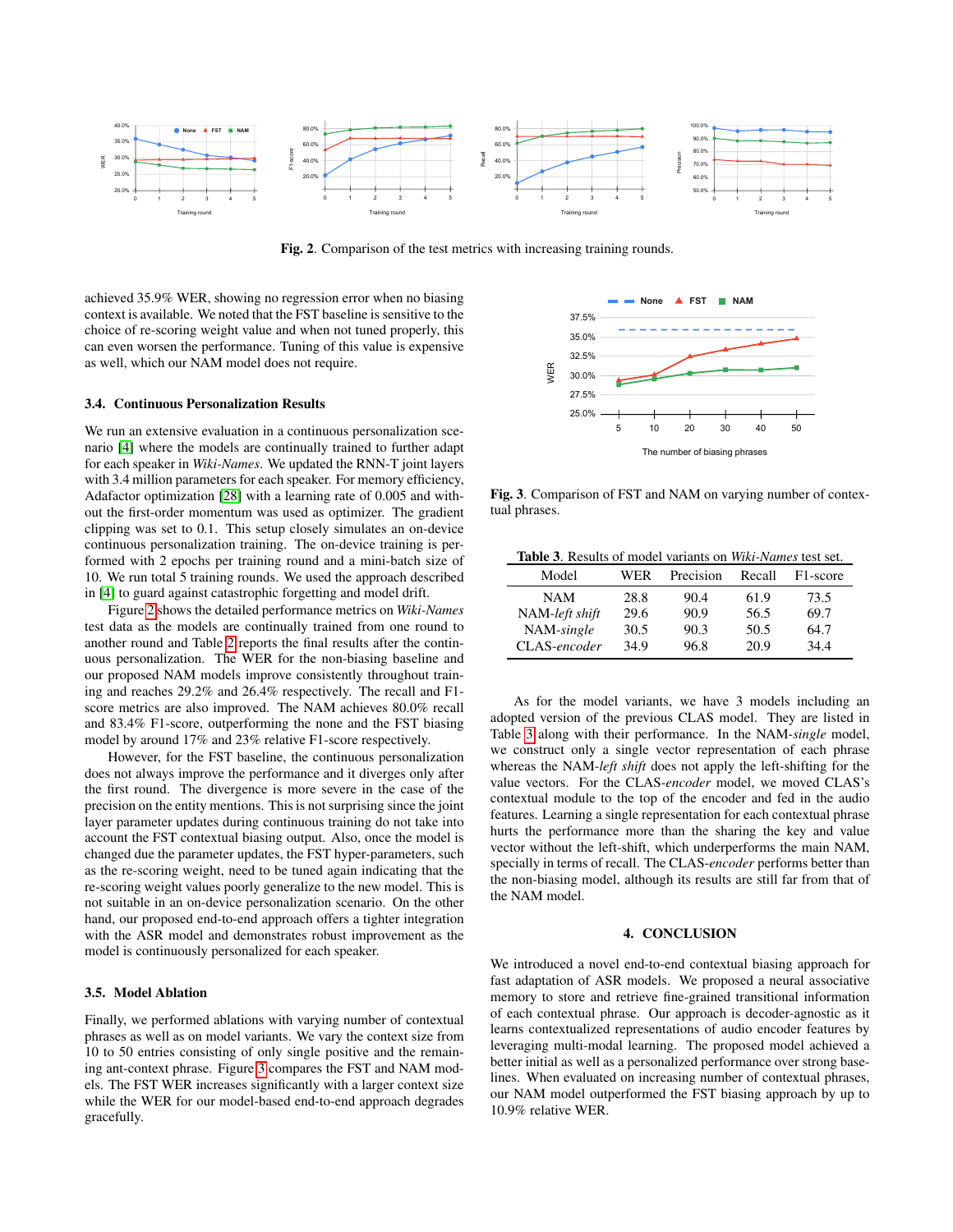Fig. 2. Comparison of the test metrics with increasing training rounds.

achieved 35.9% WER, showing no regression error when no biasing context is available. We noted that the FST baseline is sensitive to the choice of re-scoring weight value and when not tuned properly, this can even worsen the performance. Tuning of this value is expensive as well, which our NAM model does not require.

### 3.4. Continuous Personalization Results

We run an extensive evaluation in a continuous personalization scenario [4] where the models are continually trained to further adapt for each speaker in *Wiki-Names*. We updated the RNN-T joint layers with 3.4 million parameters for each speaker. For memory efficiency, Adafactor optimization [28] with a learning rate of 0.005 and without the first-order momentum was used as optimizer. The gradient clipping was set to 0.1. This setup closely simulates an on-device continuous personalization training. The on-device training is performed with 2 epochs per training round and a mini-batch size of 10. We run total 5 training rounds. We used the approach described in [4] to guard against catastrophic forgetting and model drift.

Figure 2 shows the detailed performance metrics on *Wiki-Names* test data as the models are continually trained from one round to another round and Table 2 reports the final results after the continuous personalization. The WER for the non-biasing baseline and our proposed NAM models improve consistently throughout training and reaches 29.2% and 26.4% respectively. The recall and F1-score metrics are also improved. The NAM achieves 80.0% recall and 83.4% F1-score, outperforming the none and the FST biasing model by around 17% and 23% relative F1-score respectively.

However, for the FST baseline, the continuous personalization does not always improve the performance and it diverges only after the first round. The divergence is more severe in the case of the precision on the entity mentions. This is not surprising since the joint layer parameter updates during continuous training do not take into account the FST contextual biasing output. Also, once the model is changed due the parameter updates, the FST hyper-parameters, such as the re-scoring weight, need to be tuned again indicating that the re-scoring weight values poorly generalize to the new model. This is not suitable in an on-device personalization scenario. On the other hand, our proposed end-to-end approach offers a tighter integration with the ASR model and demonstrates robust improvement as the model is continuously personalized for each speaker.

### 3.5. Model Ablation

Finally, we performed ablations with varying number of contextual phrases as well as on model variants. We vary the context size from 10 to 50 entries consisting of only single positive and the remaining ant-context phrase. Figure 3 compares the FST and NAM models. The FST WER increases significantly with a larger context size while the WER for our model-based end-to-end approach degrades gracefully.

Fig. 3. Comparison of FST and NAM on varying number of contextual phrases.

Table 3. Results of model variants on *Wiki-Names* test set.

| Model | WER | Precision | Recall | F1-score |
|---|---|---|---|---|
| NAM | 28.8 | 90.4 | 61.9 | 73.5 |
| NAM-*left shift* | 29.6 | 90.9 | 56.5 | 69.7 |
| NAM-*single* | 30.5 | 90.3 | 50.5 | 64.7 |
| CLAS-*encoder* | 34.9 | 96.8 | 20.9 | 34.4 |

As for the model variants, we have 3 models including an adopted version of the previous CLAS model. They are listed in Table 3 along with their performance. In the NAM-*single* model, we construct only a single vector representation of each phrase whereas the NAM-*left shift* does not apply the left-shifting for the value vectors. For the CLAS-*encoder* model, we moved CLAS's contextual module to the top of the encoder and fed in the audio features. Learning a single representation for each contextual phrase hurts the performance more than the sharing the key and value vector without the left-shift, which underperforms the main NAM, specially in terms of recall. The CLAS-*encoder* performs better than the non-biasing model, although its results are still far from that of the NAM model.

## 4. CONCLUSION

We introduced a novel end-to-end contextual biasing approach for fast adaptation of ASR models. We proposed a neural associative memory to store and retrieve fine-grained transitional information of each contextual phrase. Our approach is decoder-agnostic as it learns contextualized representations of audio encoder features by leveraging multi-modal learning. The proposed model achieved a better initial as well as a personalized performance over strong baselines. When evaluated on increasing number of contextual phrases, our NAM model outperformed the FST biasing approach by up to 10.9% relative WER.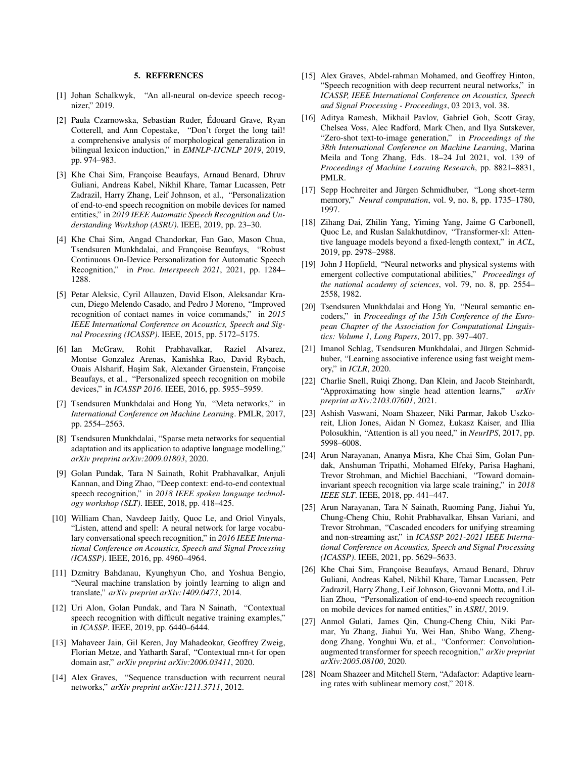## 5. REFERENCES

[1] Johan Schalkwyk, "An all-neural on-device speech recognizer," 2019.

[2] Paula Czarnowska, Sebastian Ruder, Édouard Grave, Ryan Cotterell, and Ann Copestake, "Don't forget the long tail! a comprehensive analysis of morphological generalization in bilingual lexicon induction," in *EMNLP-IJCNLP 2019*, 2019, pp. 974–983.

[3] Khe Chai Sim, Françoise Beaufays, Arnaud Benard, Dhruv Guliani, Andreas Kabel, Nikhil Khare, Tamar Lucassen, Petr Zadrazil, Harry Zhang, Leif Johnson, et al., "Personalization of end-to-end speech recognition on mobile devices for named entities," in *2019 IEEE Automatic Speech Recognition and Understanding Workshop (ASRU)*. IEEE, 2019, pp. 23–30.

[4] Khe Chai Sim, Angad Chandorkar, Fan Gao, Mason Chua, Tsendsuren Munkhdalai, and Françoise Beaufays, "Robust Continuous On-Device Personalization for Automatic Speech Recognition," in *Proc. Interspeech 2021*, 2021, pp. 1284–1288.

[5] Petar Aleksic, Cyril Allauzen, David Elson, Aleksandar Kracun, Diego Melendo Casado, and Pedro J Moreno, "Improved recognition of contact names in voice commands," in *2015 IEEE International Conference on Acoustics, Speech and Signal Processing (ICASSP)*. IEEE, 2015, pp. 5172–5175.

[6] Ian McGraw, Rohit Prabhavalkar, Raziel Alvarez, Montse Gonzalez Arenas, Kanishka Rao, David Rybach, Ouais Alsharif, Haşim Sak, Alexander Gruenstein, Françoise Beaufays, et al., "Personalized speech recognition on mobile devices," in *ICASSP 2016*. IEEE, 2016, pp. 5955–5959.

[7] Tsendsuren Munkhdalai and Hong Yu, "Meta networks," in *International Conference on Machine Learning*. PMLR, 2017, pp. 2554–2563.

[8] Tsendsuren Munkhdalai, "Sparse meta networks for sequential adaptation and its application to adaptive language modelling," *arXiv preprint arXiv:2009.01803*, 2020.

[9] Golan Pundak, Tara N Sainath, Rohit Prabhavalkar, Anjuli Kannan, and Ding Zhao, "Deep context: end-to-end contextual speech recognition," in *2018 IEEE spoken language technology workshop (SLT)*. IEEE, 2018, pp. 418–425.

[10] William Chan, Navdeep Jaitly, Quoc Le, and Oriol Vinyals, "Listen, attend and spell: A neural network for large vocabulary conversational speech recognition," in *2016 IEEE International Conference on Acoustics, Speech and Signal Processing (ICASSP)*. IEEE, 2016, pp. 4960–4964.

[11] Dzmitry Bahdanau, Kyunghyun Cho, and Yoshua Bengio, "Neural machine translation by jointly learning to align and translate," *arXiv preprint arXiv:1409.0473*, 2014.

[12] Uri Alon, Golan Pundak, and Tara N Sainath, "Contextual speech recognition with difficult negative training examples," in *ICASSP*. IEEE, 2019, pp. 6440–6444.

[13] Mahaveer Jain, Gil Keren, Jay Mahadeokar, Geoffrey Zweig, Florian Metze, and Yatharth Saraf, "Contextual rnn-t for open domain asr," *arXiv preprint arXiv:2006.03411*, 2020.

[14] Alex Graves, "Sequence transduction with recurrent neural networks," *arXiv preprint arXiv:1211.3711*, 2012.

[15] Alex Graves, Abdel-rahman Mohamed, and Geoffrey Hinton, "Speech recognition with deep recurrent neural networks," in *ICASSP, IEEE International Conference on Acoustics, Speech and Signal Processing - Proceedings*, 03 2013, vol. 38.

[16] Aditya Ramesh, Mikhail Pavlov, Gabriel Goh, Scott Gray, Chelsea Voss, Alec Radford, Mark Chen, and Ilya Sutskever, "Zero-shot text-to-image generation," in *Proceedings of the 38th International Conference on Machine Learning*, Marina Meila and Tong Zhang, Eds. 18–24 Jul 2021, vol. 139 of *Proceedings of Machine Learning Research*, pp. 8821–8831, PMLR.

[17] Sepp Hochreiter and Jürgen Schmidhuber, "Long short-term memory," *Neural computation*, vol. 9, no. 8, pp. 1735–1780, 1997.

[18] Zihang Dai, Zhilin Yang, Yiming Yang, Jaime G Carbonell, Quoc Le, and Ruslan Salakhutdinov, "Transformer-xl: Attentive language models beyond a fixed-length context," in *ACL*, 2019, pp. 2978–2988.

[19] John J Hopfield, "Neural networks and physical systems with emergent collective computational abilities," *Proceedings of the national academy of sciences*, vol. 79, no. 8, pp. 2554–2558, 1982.

[20] Tsendsuren Munkhdalai and Hong Yu, "Neural semantic encoders," in *Proceedings of the 15th Conference of the European Chapter of the Association for Computational Linguistics: Volume 1, Long Papers*, 2017, pp. 397–407.

[21] Imanol Schlag, Tsendsuren Munkhdalai, and Jürgen Schmidhuber, "Learning associative inference using fast weight memory," in *ICLR*, 2020.

[22] Charlie Snell, Ruiqi Zhong, Dan Klein, and Jacob Steinhardt, "Approximating how single head attention learns," *arXiv preprint arXiv:2103.07601*, 2021.

[23] Ashish Vaswani, Noam Shazeer, Niki Parmar, Jakob Uszkoreit, Llion Jones, Aidan N Gomez, Łukasz Kaiser, and Illia Polosukhin, "Attention is all you need," in *NeurIPS*, 2017, pp. 5998–6008.

[24] Arun Narayanan, Ananya Misra, Khe Chai Sim, Golan Pundak, Anshuman Tripathi, Mohamed Elfeky, Parisa Haghani, Trevor Strohman, and Michiel Bacchiani, "Toward domain-invariant speech recognition via large scale training," in *2018 IEEE SLT*. IEEE, 2018, pp. 441–447.

[25] Arun Narayanan, Tara N Sainath, Ruoming Pang, Jiahui Yu, Chung-Cheng Chiu, Rohit Prabhavalkar, Ehsan Variani, and Trevor Strohman, "Cascaded encoders for unifying streaming and non-streaming asr," in *ICASSP 2021-2021 IEEE International Conference on Acoustics, Speech and Signal Processing (ICASSP)*. IEEE, 2021, pp. 5629–5633.

[26] Khe Chai Sim, Françoise Beaufays, Arnaud Benard, Dhruv Guliani, Andreas Kabel, Nikhil Khare, Tamar Lucassen, Petr Zadrazil, Harry Zhang, Leif Johnson, Giovanni Motta, and Lillian Zhou, "Personalization of end-to-end speech recognition on mobile devices for named entities," in *ASRU*, 2019.

[27] Anmol Gulati, James Qin, Chung-Cheng Chiu, Niki Parmar, Yu Zhang, Jiahui Yu, Wei Han, Shibo Wang, Zhengdong Zhang, Yonghui Wu, et al., "Conformer: Convolution-augmented transformer for speech recognition," *arXiv preprint arXiv:2005.08100*, 2020.

[28] Noam Shazeer and Mitchell Stern, "Adafactor: Adaptive learning rates with sublinear memory cost," 2018.